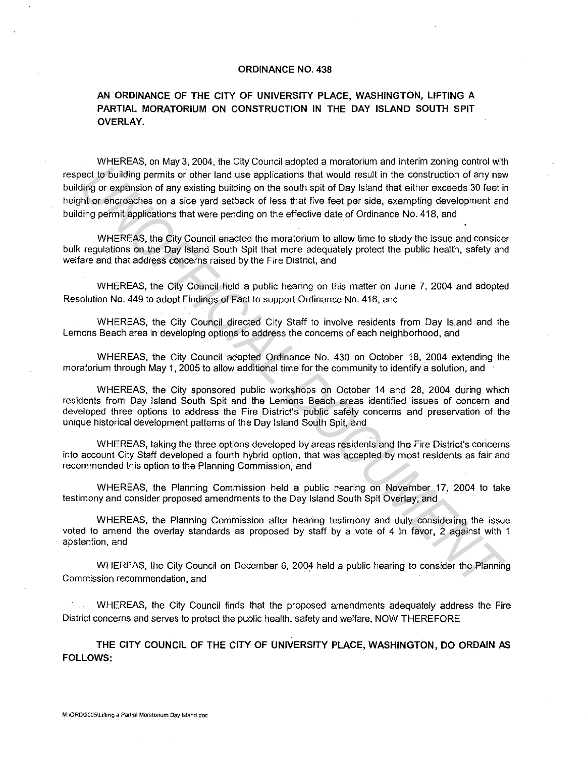# ORDINANCE NO. 438

## AN ORDINANCE OF THE CITY OF UNIVERSITY PLACE, WASHINGTON, LIFTING A PARTIAL MORATORIUM ON CONSTRUCTION IN THE DAY ISLAND SOUTH SPIT OVERLAY.

WHEREAS, on May 3, 2004, the City Council adopted a moratorium and interim zoning control with respect to building permits or other land use applications that would result in the construction of any new building or expansion of any existing building on the south spit of Day Island that either exceeds 30 feet in height or encroaches on a side yard setback of less that five feet per side, exempting development and building permit applications that were pending on the effective date of Ordinance No. 418, and

WHEREAS, the City Council enacted the moratorium to allow time to study the issue and consider bulk regulations on the Day Island South Spit that more adequately protect the public health, safety and welfare and that address concerns raised by the Fire District, and

WHEREAS, the City Council held a public hearing on this matter on June 7, 2004 and adopted Resolution No. 449 to adopt Findings of Fact to support Ordinance No. 418, and

WHEREAS, the City Council directed City Staff to involve residents from Day Island and the Lemons Beach area in developing options to address the concerns of each neighborhood, and

WHEREAS, the City Council adopted Ordinance No. 430 on October 18, 2004 extending the moratorium through May 1, 2005 to allow additional time for the community to identify a solution, and

WHEREAS, the City sponsored public workshops on October 14 and 28, 2004 during which residents from Day Island South Spit and the Lemons Beach areas identified issues of concern and developed three options to address the Fire District's public safety concerns and preservation of the unique historical development patterns of the Day Island South Spit, and

WHEREAS, taking the three options developed by areas residents and the Fire District's concerns into account City Staff developed a fourth hybrid option, that was accepted by most residents as fair and recommended this option to the Planning Commission, and

WHEREAS, the Planning Commission held a public hearing on November 17, 2004 to take testimony and consider proposed amendments to the Day Island South Spit Overlay, and

WHEREAS, the Planning Commission after hearing testimony and duly considering the issue voted to amend the overlay standards as proposed by staff by a vote of 4 in favor, 2 against with 1 abstention, and

WHEREAS, the City Council on December 6, 2004 held a public hearing to consider the Planning Commission recommendation, and

WHEREAS, the City Council finds that the proposed amendments adequately address the Fire District concerns and serves to protect the public health, safety and welfare, NOW THEREFORE

**THE CITY COUNCIL OF THE CITY OF UNIVERSITY PLACE, WASHINGTON, DO ORDAIN AS FOLLOWS:**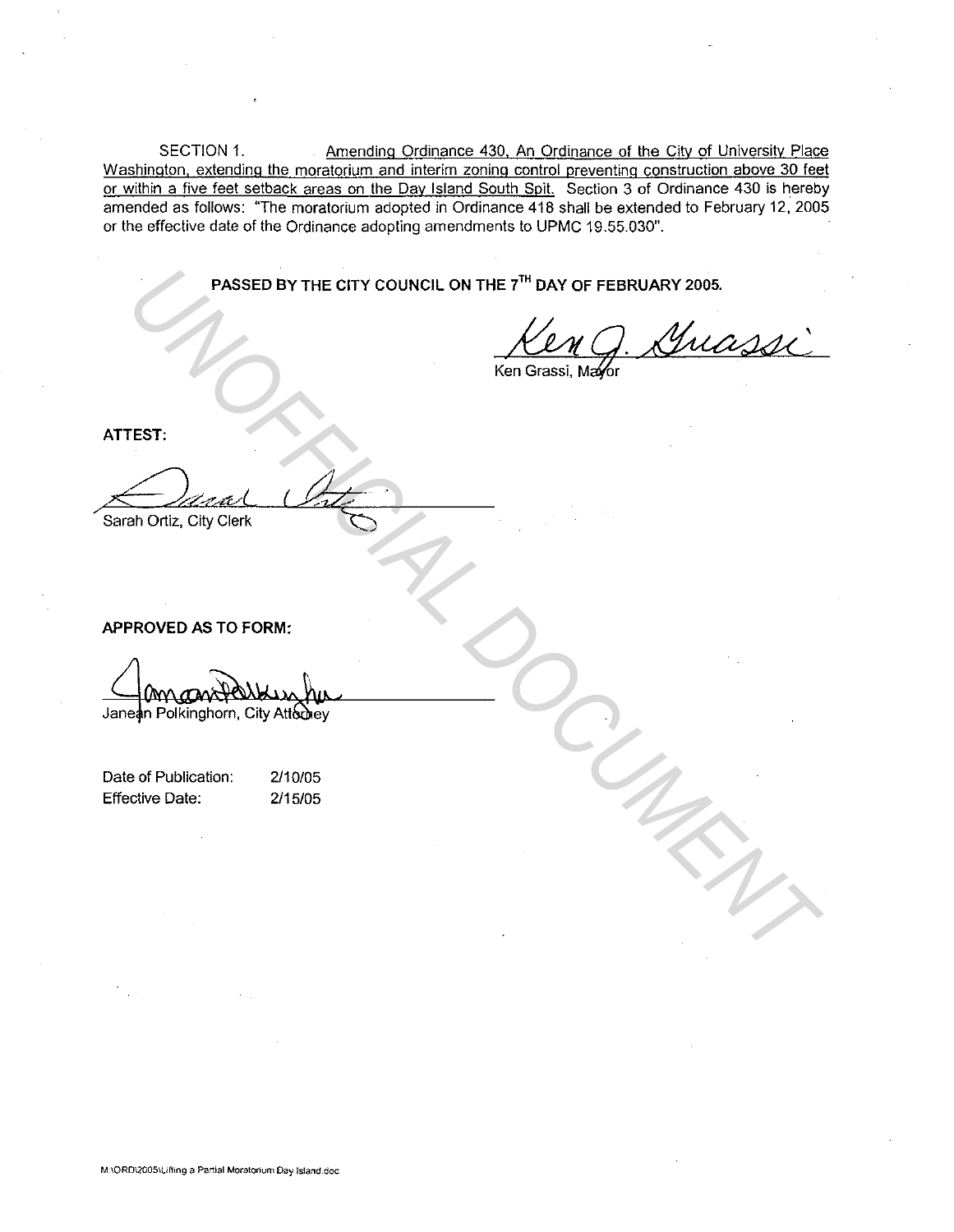SECTION 1. Amending Ordinance 430, An Ordinance of the City of University Place Washington, extending the moratorium and interim zoning control preventing construction above 30 feet or within a five feet setback areas on the Day Island South Spit. Section 3 of Ordinance 430 is hereby amended as follows: "The moratorium adopted in Ordinance 418 shall be extended to February 12, 2005 or the effective date of the Ordinance adopting amendments to UPMC 19.55.030".

**PASSED BY THE CITY COUNCIL ON THE 7TH DAY OF FEBRUARY 2005.**

Ken Grassi, Mayor

**ATTEST:**

Sarah Ortiz, City Clerk

**APPROVED AS TO FORM:**

Janean Polkinghorn, City Attorney

| | |
|---|---|
| Date of Publication: | 2/10/05 |
| Effective Date: | 2/15/05 |

M:\ORD\2005\Lifting a Partial Moratorium Day Island.doc